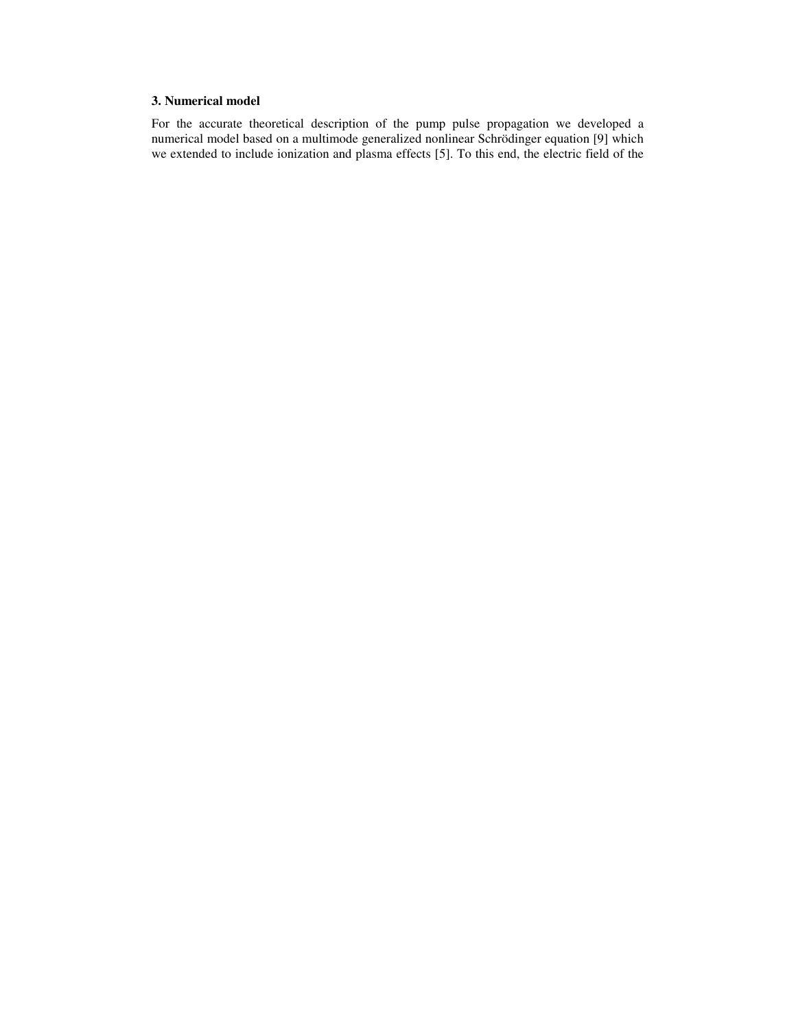### 3. Numerical model

For the accurate theoretical description of the pump pulse propagation we developed a numerical model based on a multimode generalized nonlinear Schrödinger equation [9] which we extended to include ionization and plasma effects [5]. To this end, the electric field of the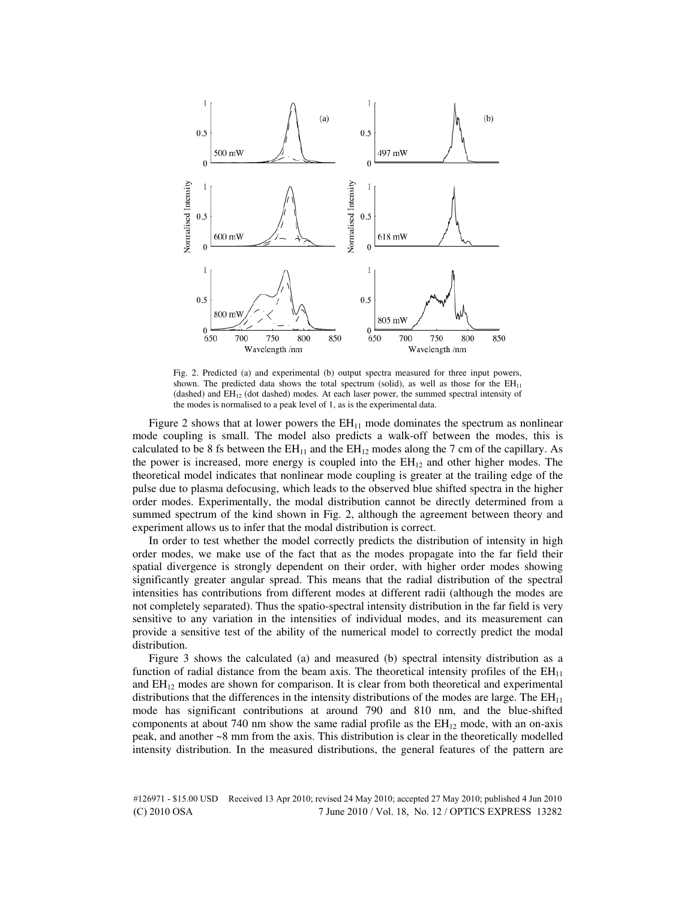Fig. 2. Predicted (a) and experimental (b) output spectra measured for three input powers, shown. The predicted data shows the total spectrum (solid), as well as those for the $EH_{11}$ (dashed) and $EH_{12}$ (dot dashed) modes. At each laser power, the summed spectral intensity of the modes is normalised to a peak level of 1, as is the experimental data.

Figure 2 shows that at lower powers the $EH_{11}$ mode dominates the spectrum as nonlinear mode coupling is small. The model also predicts a walk-off between the modes, this is calculated to be 8 fs between the $EH_{11}$ and the $EH_{12}$ modes along the 7 cm of the capillary. As the power is increased, more energy is coupled into the $EH_{12}$ and other higher modes. The theoretical model indicates that nonlinear mode coupling is greater at the trailing edge of the pulse due to plasma defocusing, which leads to the observed blue shifted spectra in the higher order modes. Experimentally, the modal distribution cannot be directly determined from a summed spectrum of the kind shown in Fig. 2, although the agreement between theory and experiment allows us to infer that the modal distribution is correct.

In order to test whether the model correctly predicts the distribution of intensity in high order modes, we make use of the fact that as the modes propagate into the far field their spatial divergence is strongly dependent on their order, with higher order modes showing significantly greater angular spread. This means that the radial distribution of the spectral intensities has contributions from different modes at different radii (although the modes are not completely separated). Thus the spatio-spectral intensity distribution in the far field is very sensitive to any variation in the intensities of individual modes, and its measurement can provide a sensitive test of the ability of the numerical model to correctly predict the modal distribution.

Figure 3 shows the calculated (a) and measured (b) spectral intensity distribution as a function of radial distance from the beam axis. The theoretical intensity profiles of the $EH_{11}$ and $EH_{12}$ modes are shown for comparison. It is clear from both theoretical and experimental distributions that the differences in the intensity distributions of the modes are large. The $EH_{11}$ mode has significant contributions at around 790 and 810 nm, and the blue-shifted components at about 740 nm show the same radial profile as the $EH_{12}$ mode, with an on-axis peak, and another ~8 mm from the axis. This distribution is clear in the theoretically modelled intensity distribution. In the measured distributions, the general features of the pattern are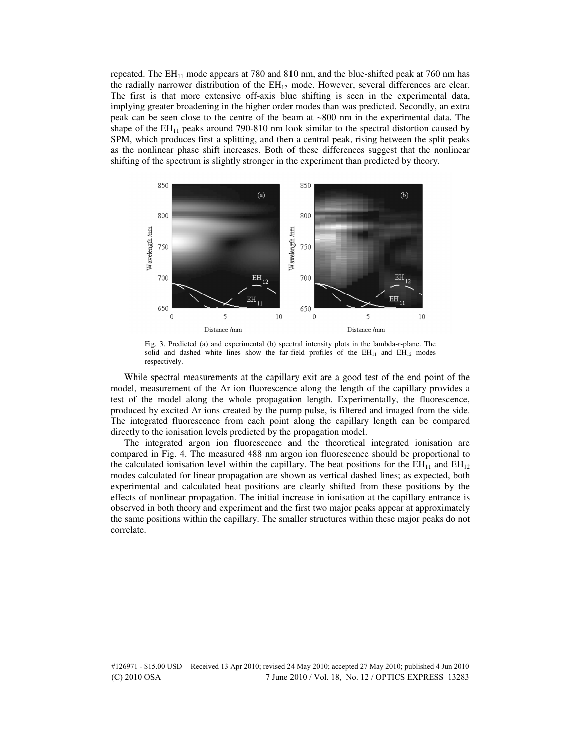repeated. The $EH_{11}$ mode appears at 780 and 810 nm, and the blue-shifted peak at 760 nm has the radially narrower distribution of the $EH_{12}$ mode. However, several differences are clear. The first is that more extensive off-axis blue shifting is seen in the experimental data, implying greater broadening in the higher order modes than was predicted. Secondly, an extra peak can be seen close to the centre of the beam at ~800 nm in the experimental data. The shape of the $EH_{11}$ peaks around 790-810 nm look similar to the spectral distortion caused by SPM, which produces first a splitting, and then a central peak, rising between the split peaks as the nonlinear phase shift increases. Both of these differences suggest that the nonlinear shifting of the spectrum is slightly stronger in the experiment than predicted by theory.

Fig. 3. Predicted (a) and experimental (b) spectral intensity plots in the lambda-r-plane. The solid and dashed white lines show the far-field profiles of the $EH_{11}$ and $EH_{12}$ modes respectively.

While spectral measurements at the capillary exit are a good test of the end point of the model, measurement of the Ar ion fluorescence along the length of the capillary provides a test of the model along the whole propagation length. Experimentally, the fluorescence, produced by excited Ar ions created by the pump pulse, is filtered and imaged from the side. The integrated fluorescence from each point along the capillary length can be compared directly to the ionisation levels predicted by the propagation model.

The integrated argon ion fluorescence and the theoretical integrated ionisation are compared in Fig. 4. The measured 488 nm argon ion fluorescence should be proportional to the calculated ionisation level within the capillary. The beat positions for the $EH_{11}$ and $EH_{12}$ modes calculated for linear propagation are shown as vertical dashed lines; as expected, both experimental and calculated beat positions are clearly shifted from these positions by the effects of nonlinear propagation. The initial increase in ionisation at the capillary entrance is observed in both theory and experiment and the first two major peaks appear at approximately the same positions within the capillary. The smaller structures within these major peaks do not correlate.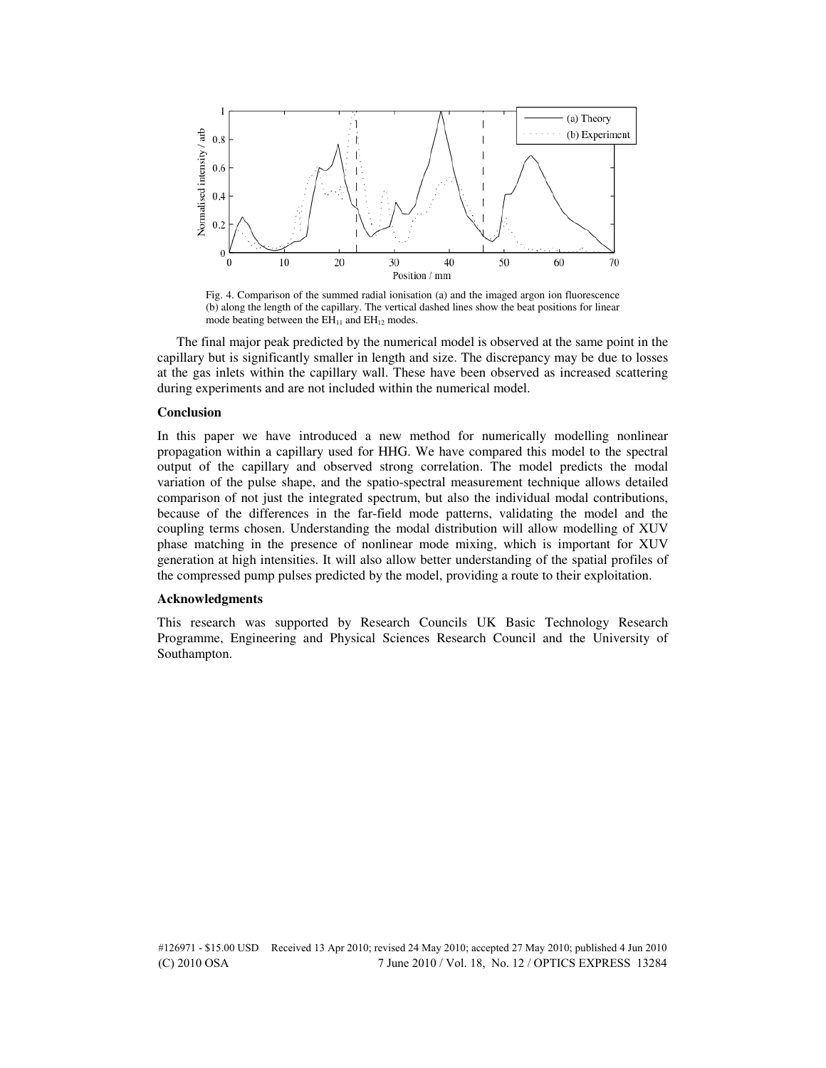1

0.8

0.6

0.4

0.2

0

Normalised intensity / arb

0 10 20 30 40 50 60 70

Position / mm

(a) Theory

(b) Experiment

Fig. 4. Comparison of the summed radial ionisation (a) and the imaged argon ion fluorescence (b) along the length of the capillary. The vertical dashed lines show the beat positions for linear mode beating between the $EH_{11}$ and $EH_{12}$ modes.

The final major peak predicted by the numerical model is observed at the same point in the capillary but is significantly smaller in length and size. The discrepancy may be due to losses at the gas inlets within the capillary wall. These have been observed as increased scattering during experiments and are not included within the numerical model.

## Conclusion

In this paper we have introduced a new method for numerically modelling nonlinear propagation within a capillary used for HHG. We have compared this model to the spectral output of the capillary and observed strong correlation. The model predicts the modal variation of the pulse shape, and the spatio-spectral measurement technique allows detailed comparison of not just the integrated spectrum, but also the individual modal contributions, because of the differences in the far-field mode patterns, validating the model and the coupling terms chosen. Understanding the modal distribution will allow modelling of XUV phase matching in the presence of nonlinear mode mixing, which is important for XUV generation at high intensities. It will also allow better understanding of the spatial profiles of the compressed pump pulses predicted by the model, providing a route to their exploitation.

## Acknowledgments

This research was supported by Research Councils UK Basic Technology Research Programme, Engineering and Physical Sciences Research Council and the University of Southampton.

#126971 - $15.00 USD Received 13 Apr 2010; revised 24 May 2010; accepted 27 May 2010; published 4 Jun 2010